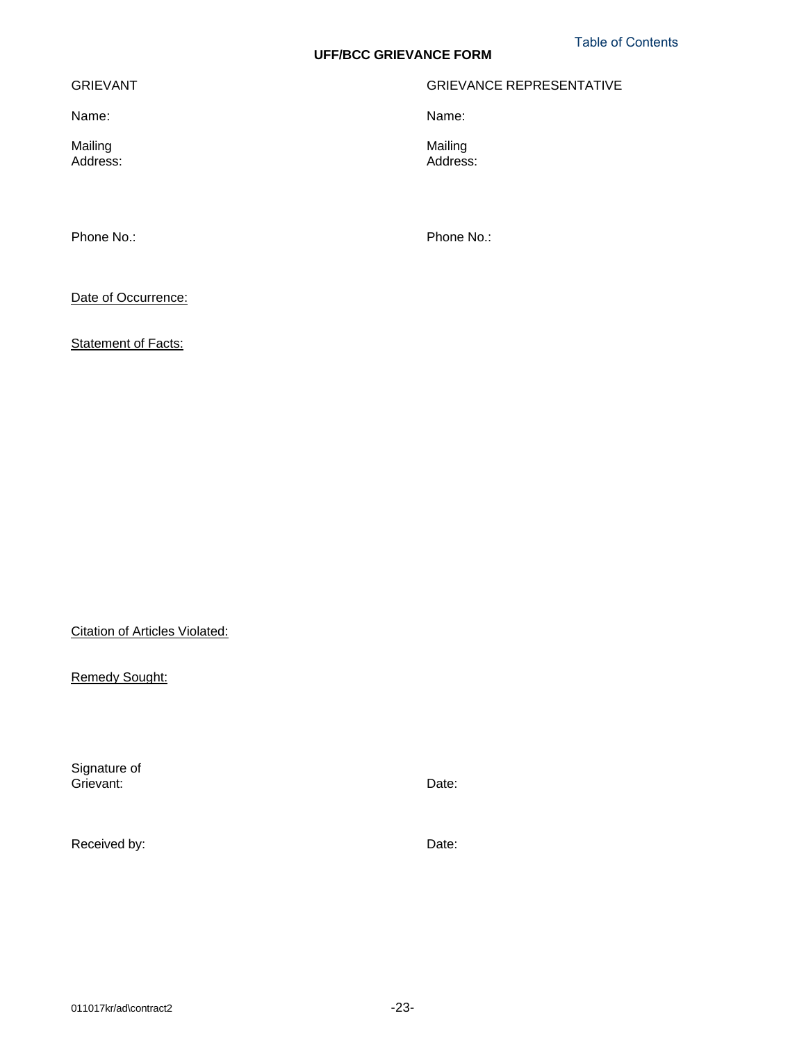Table of Contents

# UFF/BCC GRIEVANCE FORM

GRIEVANT

Name:

Mailing Address:

Phone No.:

GRIEVANCE REPRESENTATIVE

Name:

Mailing Address:

Phone No.:

Date of Occurrence:

Statement of Facts:

Citation of Articles Violated:

Remedy Sought:

Signature of Grievant: Date:

Received by: Date:

011017kr/ad\contract2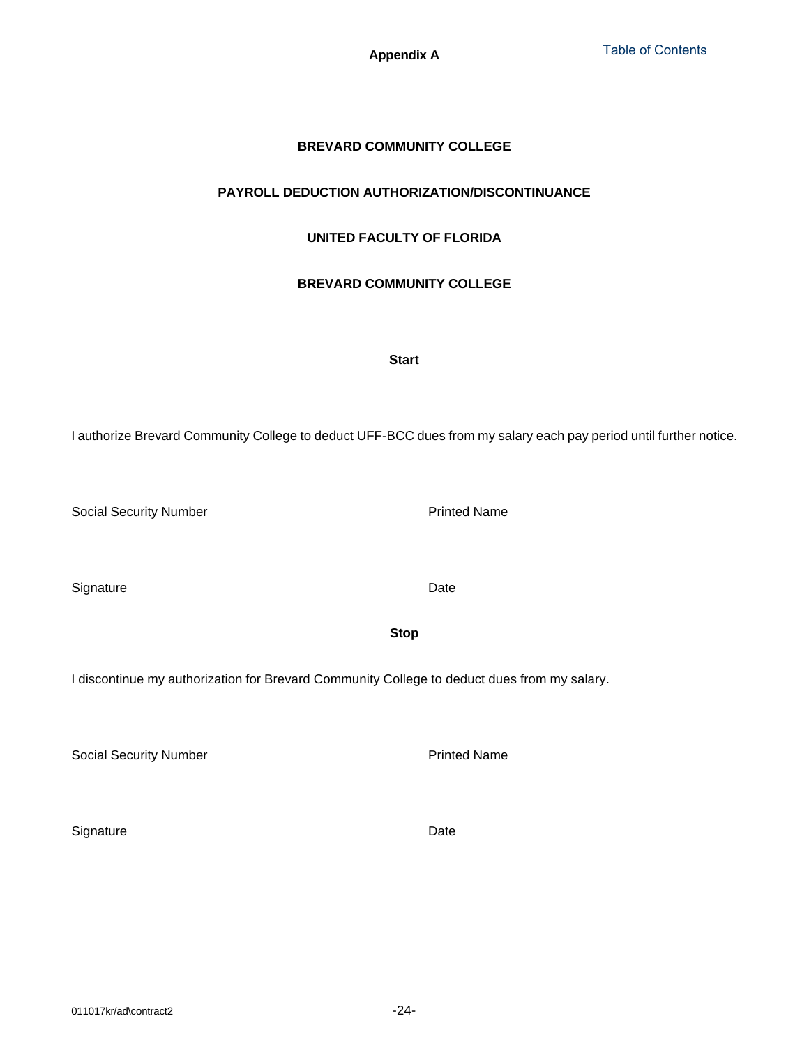**Appendix A**

Table of Contents

**BREVARD COMMUNITY COLLEGE**

**PAYROLL DEDUCTION AUTHORIZATION/DISCONTINUANCE**

**UNITED FACULTY OF FLORIDA**

**BREVARD COMMUNITY COLLEGE**

**Start**

I authorize Brevard Community College to deduct UFF-BCC dues from my salary each pay period until further notice.

Social Security Number Printed Name

Signature Date

**Stop**

I discontinue my authorization for Brevard Community College to deduct dues from my salary.

Social Security Number Printed Name

Signature Date

011017kr/ad\contract2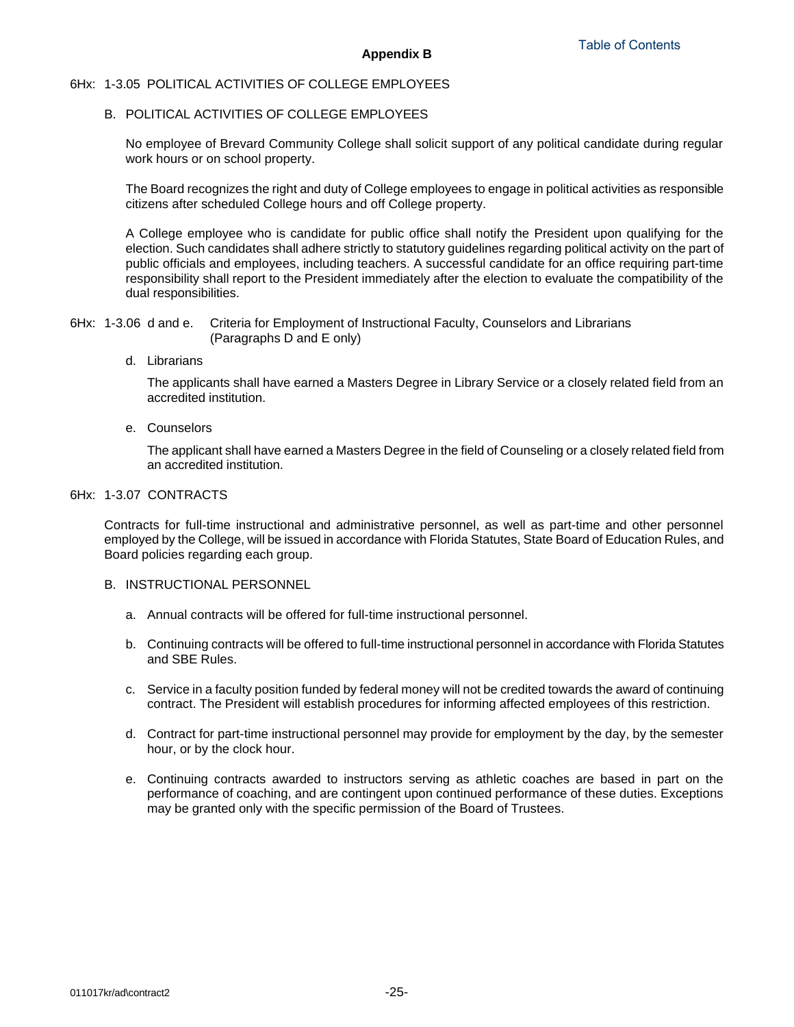## Appendix B

### 6Hx: 1-3.05 POLITICAL ACTIVITIES OF COLLEGE EMPLOYEES

B. POLITICAL ACTIVITIES OF COLLEGE EMPLOYEES

No employee of Brevard Community College shall solicit support of any political candidate during regular work hours or on school property.

The Board recognizes the right and duty of College employees to engage in political activities as responsible citizens after scheduled College hours and off College property.

A College employee who is candidate for public office shall notify the President upon qualifying for the election. Such candidates shall adhere strictly to statutory guidelines regarding political activity on the part of public officials and employees, including teachers. A successful candidate for an office requiring part-time responsibility shall report to the President immediately after the election to evaluate the compatibility of the dual responsibilities.

### 6Hx: 1-3.06 d and e. Criteria for Employment of Instructional Faculty, Counselors and Librarians (Paragraphs D and E only)

d. Librarians

The applicants shall have earned a Masters Degree in Library Service or a closely related field from an accredited institution.

e. Counselors

The applicant shall have earned a Masters Degree in the field of Counseling or a closely related field from an accredited institution.

### 6Hx: 1-3.07 CONTRACTS

Contracts for full-time instructional and administrative personnel, as well as part-time and other personnel employed by the College, will be issued in accordance with Florida Statutes, State Board of Education Rules, and Board policies regarding each group.

B. INSTRUCTIONAL PERSONNEL

a. Annual contracts will be offered for full-time instructional personnel.

b. Continuing contracts will be offered to full-time instructional personnel in accordance with Florida Statutes and SBE Rules.

c. Service in a faculty position funded by federal money will not be credited towards the award of continuing contract. The President will establish procedures for informing affected employees of this restriction.

d. Contract for part-time instructional personnel may provide for employment by the day, by the semester hour, or by the clock hour.

e. Continuing contracts awarded to instructors serving as athletic coaches are based in part on the performance of coaching, and are contingent upon continued performance of these duties. Exceptions may be granted only with the specific permission of the Board of Trustees.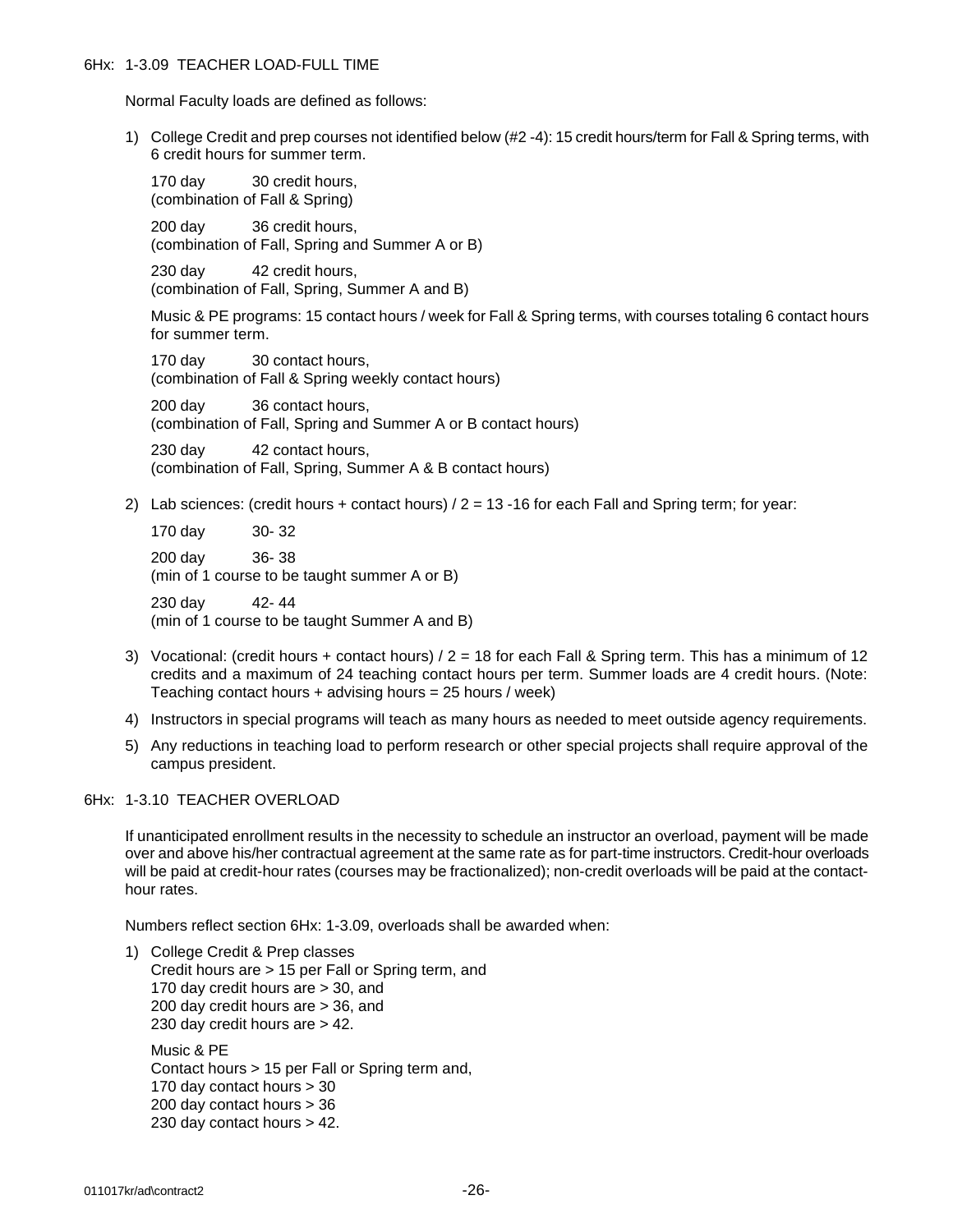## 6Hx: 1-3.09 TEACHER LOAD-FULL TIME

Normal Faculty loads are defined as follows:

1) College Credit and prep courses not identified below (#2 -4): 15 credit hours/term for Fall & Spring terms, with 6 credit hours for summer term.

   170 day 30 credit hours,
   (combination of Fall & Spring)

   200 day 36 credit hours,
   (combination of Fall, Spring and Summer A or B)

   230 day 42 credit hours,
   (combination of Fall, Spring, Summer A and B)

   Music & PE programs: 15 contact hours / week for Fall & Spring terms, with courses totaling 6 contact hours for summer term.

   170 day 30 contact hours,
   (combination of Fall & Spring weekly contact hours)

   200 day 36 contact hours,
   (combination of Fall, Spring and Summer A or B contact hours)

   230 day 42 contact hours,
   (combination of Fall, Spring, Summer A & B contact hours)

2) Lab sciences: (credit hours + contact hours) / 2 = 13 -16 for each Fall and Spring term; for year:

   170 day 30- 32

   200 day 36- 38
   (min of 1 course to be taught summer A or B)

   230 day 42- 44
   (min of 1 course to be taught Summer A and B)

3) Vocational: (credit hours + contact hours) / 2 = 18 for each Fall & Spring term. This has a minimum of 12 credits and a maximum of 24 teaching contact hours per term. Summer loads are 4 credit hours. (Note: Teaching contact hours + advising hours = 25 hours / week)

4) Instructors in special programs will teach as many hours as needed to meet outside agency requirements.

5) Any reductions in teaching load to perform research or other special projects shall require approval of the campus president.

## 6Hx: 1-3.10 TEACHER OVERLOAD

If unanticipated enrollment results in the necessity to schedule an instructor an overload, payment will be made over and above his/her contractual agreement at the same rate as for part-time instructors. Credit-hour overloads will be paid at credit-hour rates (courses may be fractionalized); non-credit overloads will be paid at the contact-hour rates.

Numbers reflect section 6Hx: 1-3.09, overloads shall be awarded when:

1) College Credit & Prep classes
   Credit hours are > 15 per Fall or Spring term, and
   170 day credit hours are > 30, and
   200 day credit hours are > 36, and
   230 day credit hours are > 42.

   Music & PE
   Contact hours > 15 per Fall or Spring term and,
   170 day contact hours > 30
   200 day contact hours > 36
   230 day contact hours > 42.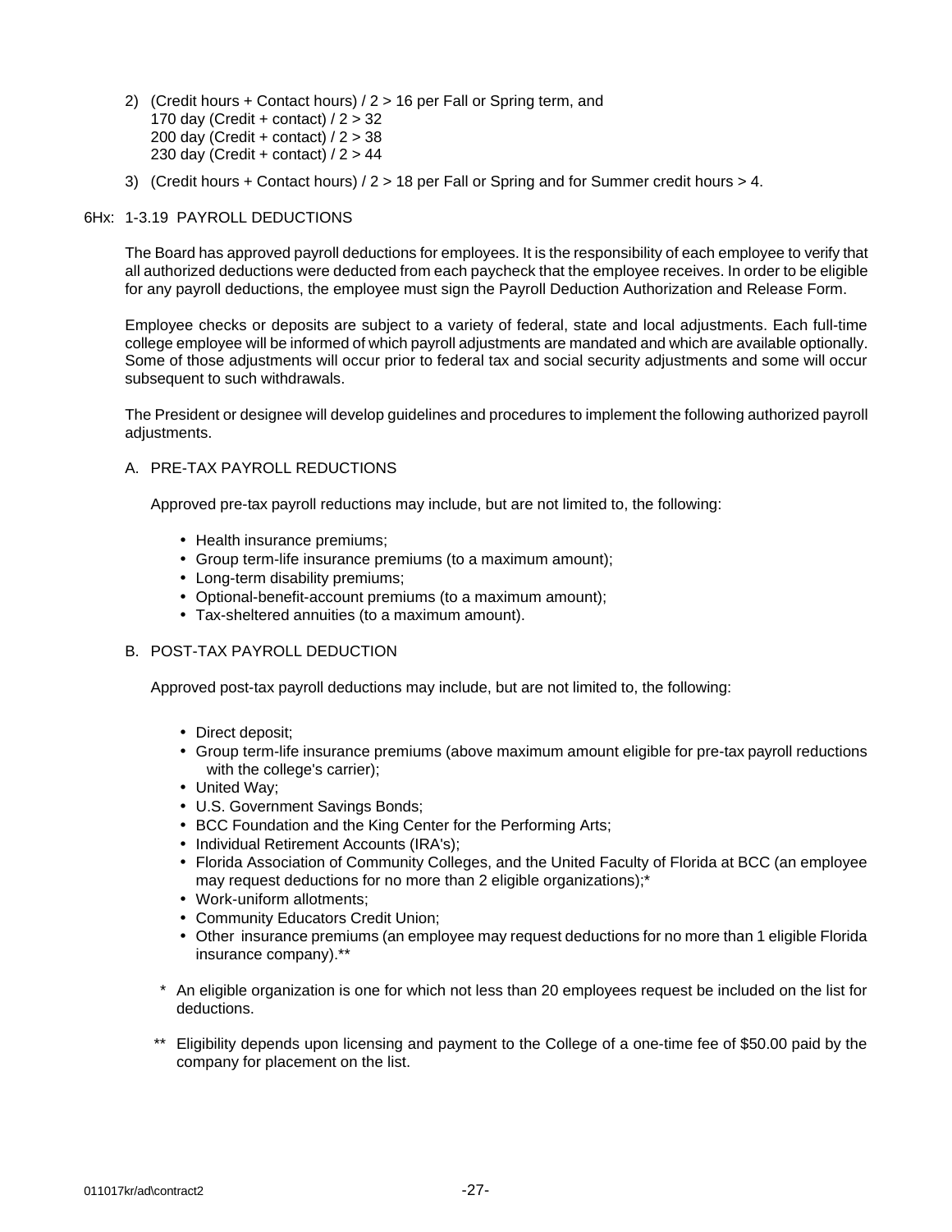2) (Credit hours + Contact hours) / 2 > 16 per Fall or Spring term, and
   170 day (Credit + contact) / 2 > 32
   200 day (Credit + contact) / 2 > 38
   230 day (Credit + contact) / 2 > 44

3) (Credit hours + Contact hours) / 2 > 18 per Fall or Spring and for Summer credit hours > 4.

6Hx: 1-3.19 PAYROLL DEDUCTIONS

The Board has approved payroll deductions for employees. It is the responsibility of each employee to verify that all authorized deductions were deducted from each paycheck that the employee receives. In order to be eligible for any payroll deductions, the employee must sign the Payroll Deduction Authorization and Release Form.

Employee checks or deposits are subject to a variety of federal, state and local adjustments. Each full-time college employee will be informed of which payroll adjustments are mandated and which are available optionally. Some of those adjustments will occur prior to federal tax and social security adjustments and some will occur subsequent to such withdrawals.

The President or designee will develop guidelines and procedures to implement the following authorized payroll adjustments.

A. PRE-TAX PAYROLL REDUCTIONS

Approved pre-tax payroll reductions may include, but are not limited to, the following:

- Health insurance premiums;
- Group term-life insurance premiums (to a maximum amount);
- Long-term disability premiums;
- Optional-benefit-account premiums (to a maximum amount);
- Tax-sheltered annuities (to a maximum amount).

B. POST-TAX PAYROLL DEDUCTION

Approved post-tax payroll deductions may include, but are not limited to, the following:

- Direct deposit;
- Group term-life insurance premiums (above maximum amount eligible for pre-tax payroll reductions with the college's carrier);
- United Way;
- U.S. Government Savings Bonds;
- BCC Foundation and the King Center for the Performing Arts;
- Individual Retirement Accounts (IRA's);
- Florida Association of Community Colleges, and the United Faculty of Florida at BCC (an employee may request deductions for no more than 2 eligible organizations);*
- Work-uniform allotments;
- Community Educators Credit Union;
- Other insurance premiums (an employee may request deductions for no more than 1 eligible Florida insurance company).**

\* An eligible organization is one for which not less than 20 employees request be included on the list for deductions.

\** Eligibility depends upon licensing and payment to the College of a one-time fee of $50.00 paid by the company for placement on the list.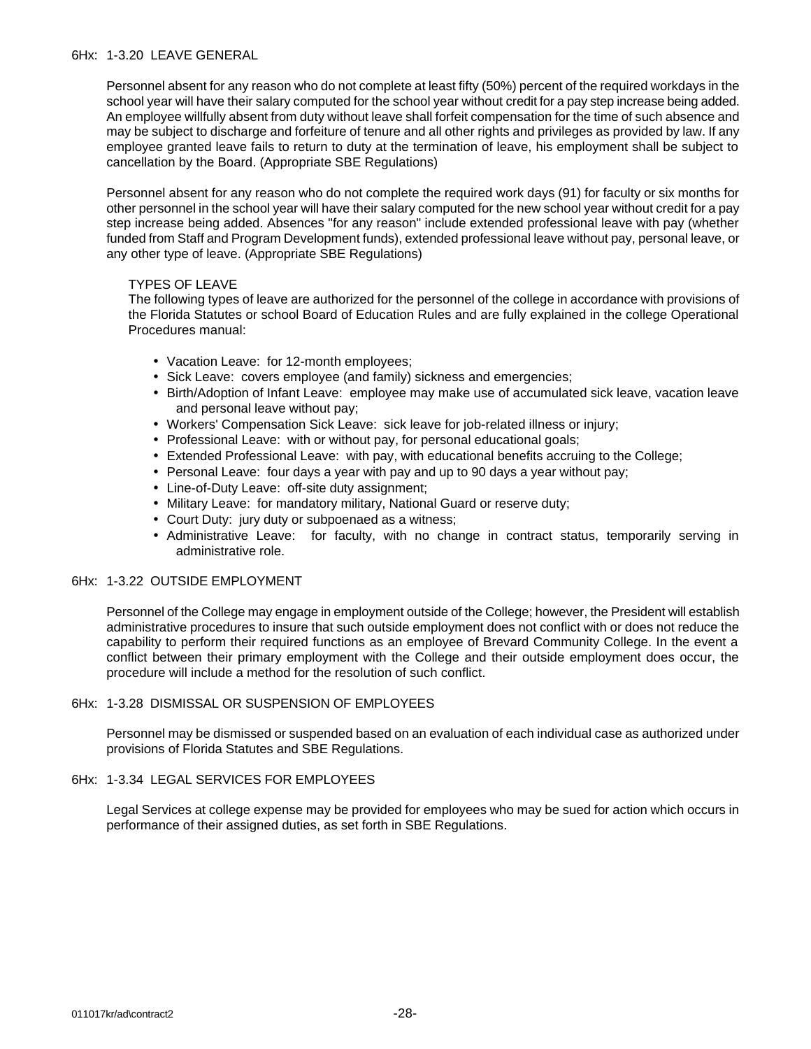## 6Hx: 1-3.20 LEAVE GENERAL

Personnel absent for any reason who do not complete at least fifty (50%) percent of the required workdays in the school year will have their salary computed for the school year without credit for a pay step increase being added. An employee willfully absent from duty without leave shall forfeit compensation for the time of such absence and may be subject to discharge and forfeiture of tenure and all other rights and privileges as provided by law. If any employee granted leave fails to return to duty at the termination of leave, his employment shall be subject to cancellation by the Board. (Appropriate SBE Regulations)

Personnel absent for any reason who do not complete the required work days (91) for faculty or six months for other personnel in the school year will have their salary computed for the new school year without credit for a pay step increase being added. Absences "for any reason" include extended professional leave with pay (whether funded from Staff and Program Development funds), extended professional leave without pay, personal leave, or any other type of leave. (Appropriate SBE Regulations)

### TYPES OF LEAVE

The following types of leave are authorized for the personnel of the college in accordance with provisions of the Florida Statutes or school Board of Education Rules and are fully explained in the college Operational Procedures manual:

- Vacation Leave: for 12-month employees;
- Sick Leave: covers employee (and family) sickness and emergencies;
- Birth/Adoption of Infant Leave: employee may make use of accumulated sick leave, vacation leave and personal leave without pay;
- Workers' Compensation Sick Leave: sick leave for job-related illness or injury;
- Professional Leave: with or without pay, for personal educational goals;
- Extended Professional Leave: with pay, with educational benefits accruing to the College;
- Personal Leave: four days a year with pay and up to 90 days a year without pay;
- Line-of-Duty Leave: off-site duty assignment;
- Military Leave: for mandatory military, National Guard or reserve duty;
- Court Duty: jury duty or subpoenaed as a witness;
- Administrative Leave: for faculty, with no change in contract status, temporarily serving in administrative role.

## 6Hx: 1-3.22 OUTSIDE EMPLOYMENT

Personnel of the College may engage in employment outside of the College; however, the President will establish administrative procedures to insure that such outside employment does not conflict with or does not reduce the capability to perform their required functions as an employee of Brevard Community College. In the event a conflict between their primary employment with the College and their outside employment does occur, the procedure will include a method for the resolution of such conflict.

## 6Hx: 1-3.28 DISMISSAL OR SUSPENSION OF EMPLOYEES

Personnel may be dismissed or suspended based on an evaluation of each individual case as authorized under provisions of Florida Statutes and SBE Regulations.

## 6Hx: 1-3.34 LEGAL SERVICES FOR EMPLOYEES

Legal Services at college expense may be provided for employees who may be sued for action which occurs in performance of their assigned duties, as set forth in SBE Regulations.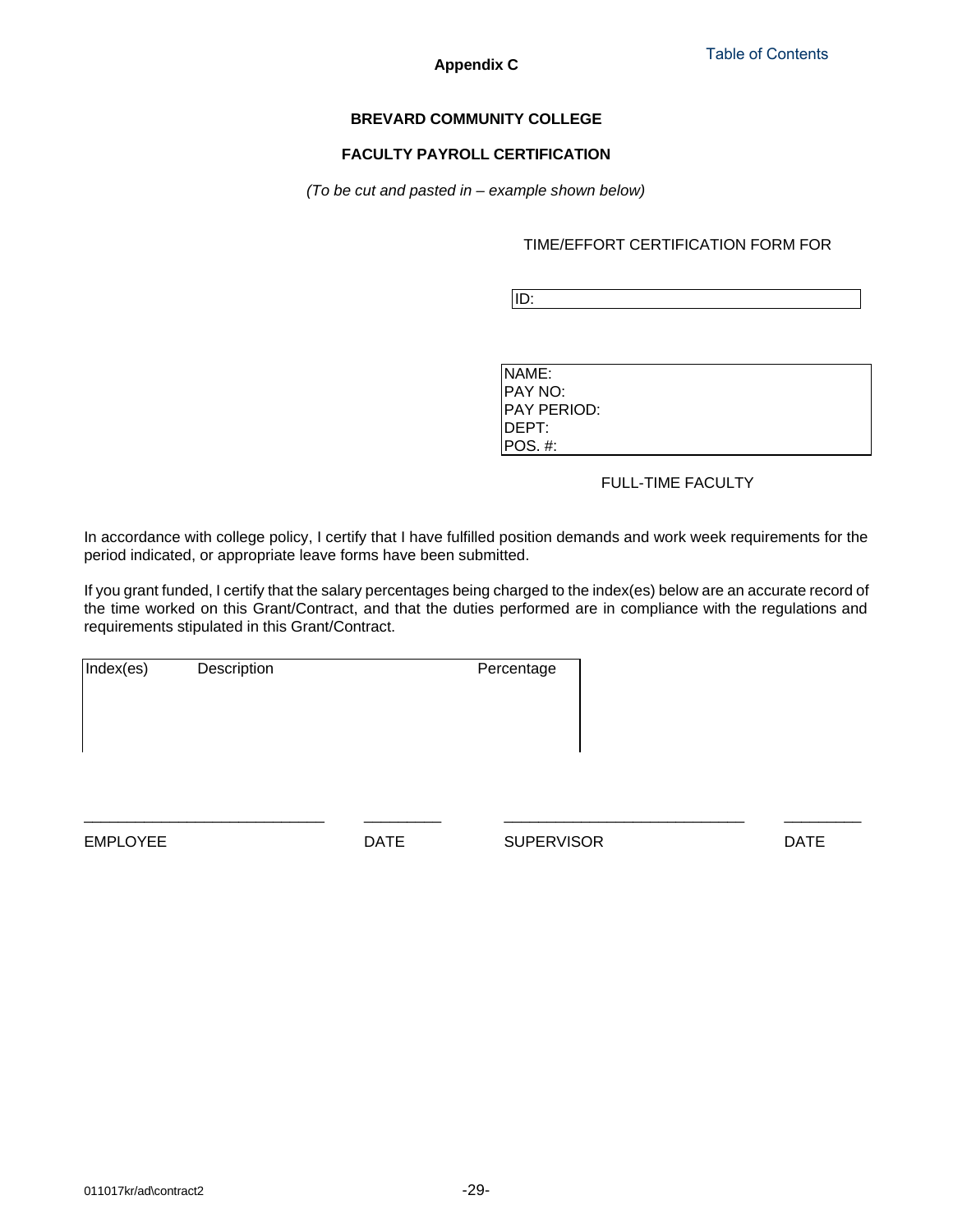Table of Contents

**Appendix C**

**BREVARD COMMUNITY COLLEGE**

**FACULTY PAYROLL CERTIFICATION**

*(To be cut and pasted in – example shown below)*

TIME/EFFORT CERTIFICATION FORM FOR

ID:

NAME:
PAY NO:
PAY PERIOD:
DEPT:
POS. #:

FULL-TIME FACULTY

In accordance with college policy, I certify that I have fulfilled position demands and work week requirements for the period indicated, or appropriate leave forms have been submitted.

If you grant funded, I certify that the salary percentages being charged to the index(es) below are an accurate record of the time worked on this Grant/Contract, and that the duties performed are in compliance with the regulations and requirements stipulated in this Grant/Contract.

| Index(es) | Description | Percentage |
|---|---|---|
| | | |

\_\_\_\_\_\_\_\_\_\_\_\_\_\_\_\_\_\_\_\_\_\_\_\_\_\_\_\_ \_\_\_\_\_\_\_\_\_ \_\_\_\_\_\_\_\_\_\_\_\_\_\_\_\_\_\_\_\_\_\_\_\_\_\_\_\_ \_\_\_\_\_\_\_\_\_

EMPLOYEE DATE SUPERVISOR DATE

011017kr/ad\contract2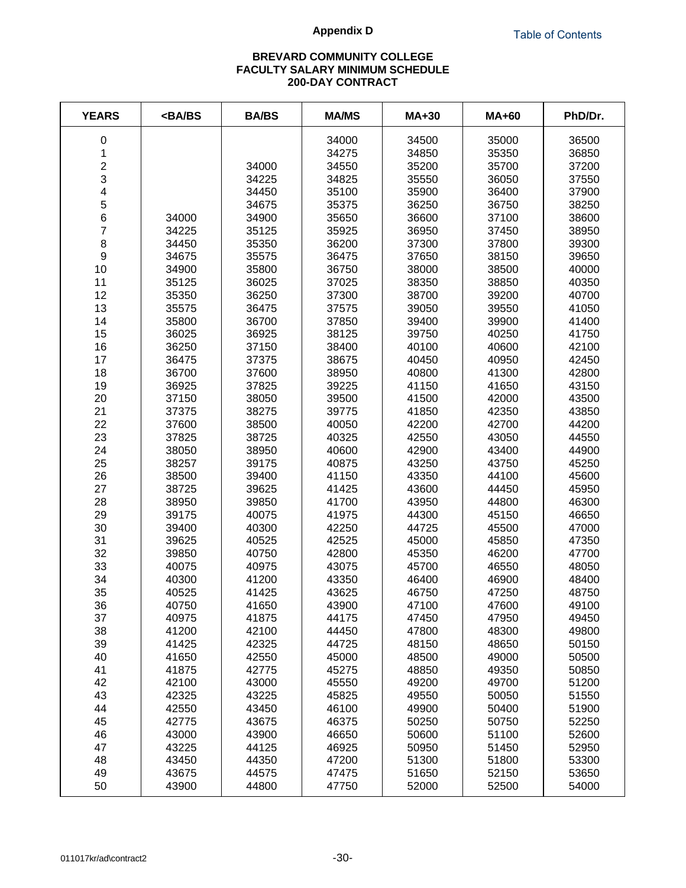## Appendix D

Table of Contents

### BREVARD COMMUNITY COLLEGE
### FACULTY SALARY MINIMUM SCHEDULE
### 200-DAY CONTRACT

| YEARS | <BA/BS | BA/BS | MA/MS | MA+30 | MA+60 | PhD/Dr. |
|---|---|---|---|---|---|---|
| 0 | | | 34000 | 34500 | 35000 | 36500 |
| 1 | | | 34275 | 34850 | 35350 | 36850 |
| 2 | | 34000 | 34550 | 35200 | 35700 | 37200 |
| 3 | | 34225 | 34825 | 35550 | 36050 | 37550 |
| 4 | | 34450 | 35100 | 35900 | 36400 | 37900 |
| 5 | | 34675 | 35375 | 36250 | 36750 | 38250 |
| 6 | 34000 | 34900 | 35650 | 36600 | 37100 | 38600 |
| 7 | 34225 | 35125 | 35925 | 36950 | 37450 | 38950 |
| 8 | 34450 | 35350 | 36200 | 37300 | 37800 | 39300 |
| 9 | 34675 | 35575 | 36475 | 37650 | 38150 | 39650 |
| 10 | 34900 | 35800 | 36750 | 38000 | 38500 | 40000 |
| 11 | 35125 | 36025 | 37025 | 38350 | 38850 | 40350 |
| 12 | 35350 | 36250 | 37300 | 38700 | 39200 | 40700 |
| 13 | 35575 | 36475 | 37575 | 39050 | 39550 | 41050 |
| 14 | 35800 | 36700 | 37850 | 39400 | 39900 | 41400 |
| 15 | 36025 | 36925 | 38125 | 39750 | 40250 | 41750 |
| 16 | 36250 | 37150 | 38400 | 40100 | 40600 | 42100 |
| 17 | 36475 | 37375 | 38675 | 40450 | 40950 | 42450 |
| 18 | 36700 | 37600 | 38950 | 40800 | 41300 | 42800 |
| 19 | 36925 | 37825 | 39225 | 41150 | 41650 | 43150 |
| 20 | 37150 | 38050 | 39500 | 41500 | 42000 | 43500 |
| 21 | 37375 | 38275 | 39775 | 41850 | 42350 | 43850 |
| 22 | 37600 | 38500 | 40050 | 42200 | 42700 | 44200 |
| 23 | 37825 | 38725 | 40325 | 42550 | 43050 | 44550 |
| 24 | 38050 | 38950 | 40600 | 42900 | 43400 | 44900 |
| 25 | 38257 | 39175 | 40875 | 43250 | 43750 | 45250 |
| 26 | 38500 | 39400 | 41150 | 43350 | 44100 | 45600 |
| 27 | 38725 | 39625 | 41425 | 43600 | 44450 | 45950 |
| 28 | 38950 | 39850 | 41700 | 43950 | 44800 | 46300 |
| 29 | 39175 | 40075 | 41975 | 44300 | 45150 | 46650 |
| 30 | 39400 | 40300 | 42250 | 44725 | 45500 | 47000 |
| 31 | 39625 | 40525 | 42525 | 45000 | 45850 | 47350 |
| 32 | 39850 | 40750 | 42800 | 45350 | 46200 | 47700 |
| 33 | 40075 | 40975 | 43075 | 45700 | 46550 | 48050 |
| 34 | 40300 | 41200 | 43350 | 46400 | 46900 | 48400 |
| 35 | 40525 | 41425 | 43625 | 46750 | 47250 | 48750 |
| 36 | 40750 | 41650 | 43900 | 47100 | 47600 | 49100 |
| 37 | 40975 | 41875 | 44175 | 47450 | 47950 | 49450 |
| 38 | 41200 | 42100 | 44450 | 47800 | 48300 | 49800 |
| 39 | 41425 | 42325 | 44725 | 48150 | 48650 | 50150 |
| 40 | 41650 | 42550 | 45000 | 48500 | 49000 | 50500 |
| 41 | 41875 | 42775 | 45275 | 48850 | 49350 | 50850 |
| 42 | 42100 | 43000 | 45550 | 49200 | 49700 | 51200 |
| 43 | 42325 | 43225 | 45825 | 49550 | 50050 | 51550 |
| 44 | 42550 | 43450 | 46100 | 49900 | 50400 | 51900 |
| 45 | 42775 | 43675 | 46375 | 50250 | 50750 | 52250 |
| 46 | 43000 | 43900 | 46650 | 50600 | 51100 | 52600 |
| 47 | 43225 | 44125 | 46925 | 50950 | 51450 | 52950 |
| 48 | 43450 | 44350 | 47200 | 51300 | 51800 | 53300 |
| 49 | 43675 | 44575 | 47475 | 51650 | 52150 | 53650 |
| 50 | 43900 | 44800 | 47750 | 52000 | 52500 | 54000 |

011017kr/ad\contract2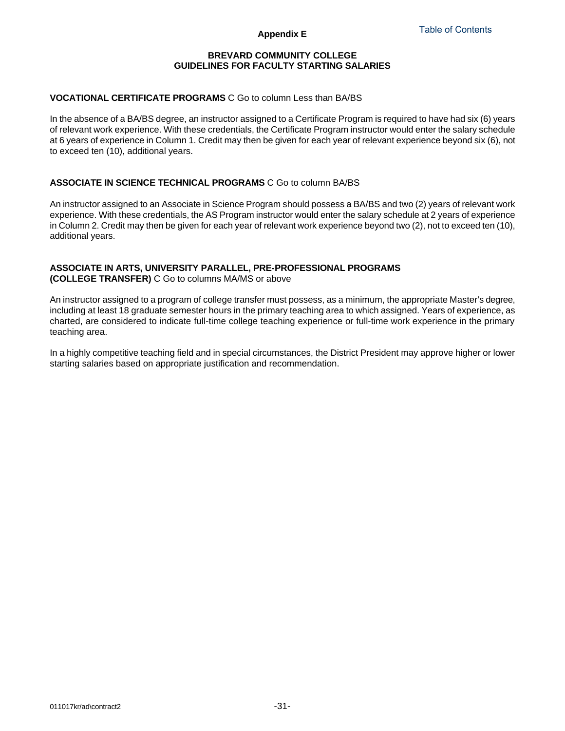Appendix E

## BREVARD COMMUNITY COLLEGE
## GUIDELINES FOR FACULTY STARTING SALARIES

**VOCATIONAL CERTIFICATE PROGRAMS** C Go to column Less than BA/BS

In the absence of a BA/BS degree, an instructor assigned to a Certificate Program is required to have had six (6) years of relevant work experience. With these credentials, the Certificate Program instructor would enter the salary schedule at 6 years of experience in Column 1. Credit may then be given for each year of relevant experience beyond six (6), not to exceed ten (10), additional years.

**ASSOCIATE IN SCIENCE TECHNICAL PROGRAMS** C Go to column BA/BS

An instructor assigned to an Associate in Science Program should possess a BA/BS and two (2) years of relevant work experience. With these credentials, the AS Program instructor would enter the salary schedule at 2 years of experience in Column 2. Credit may then be given for each year of relevant work experience beyond two (2), not to exceed ten (10), additional years.

**ASSOCIATE IN ARTS, UNIVERSITY PARALLEL, PRE-PROFESSIONAL PROGRAMS (COLLEGE TRANSFER)** C Go to columns MA/MS or above

An instructor assigned to a program of college transfer must possess, as a minimum, the appropriate Master's degree, including at least 18 graduate semester hours in the primary teaching area to which assigned. Years of experience, as charted, are considered to indicate full-time college teaching experience or full-time work experience in the primary teaching area.

In a highly competitive teaching field and in special circumstances, the District President may approve higher or lower starting salaries based on appropriate justification and recommendation.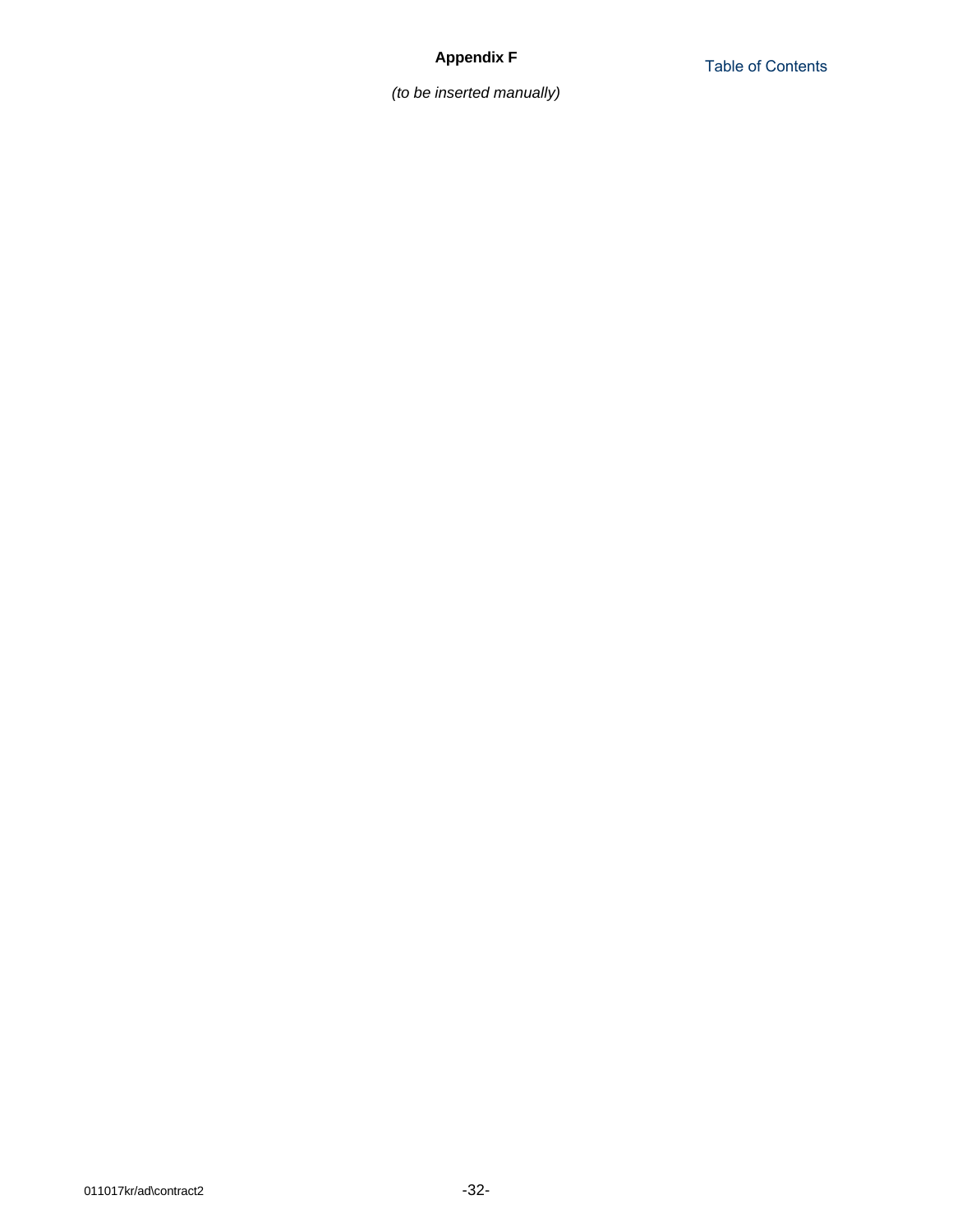# Appendix F

Table of Contents

*(to be inserted manually)*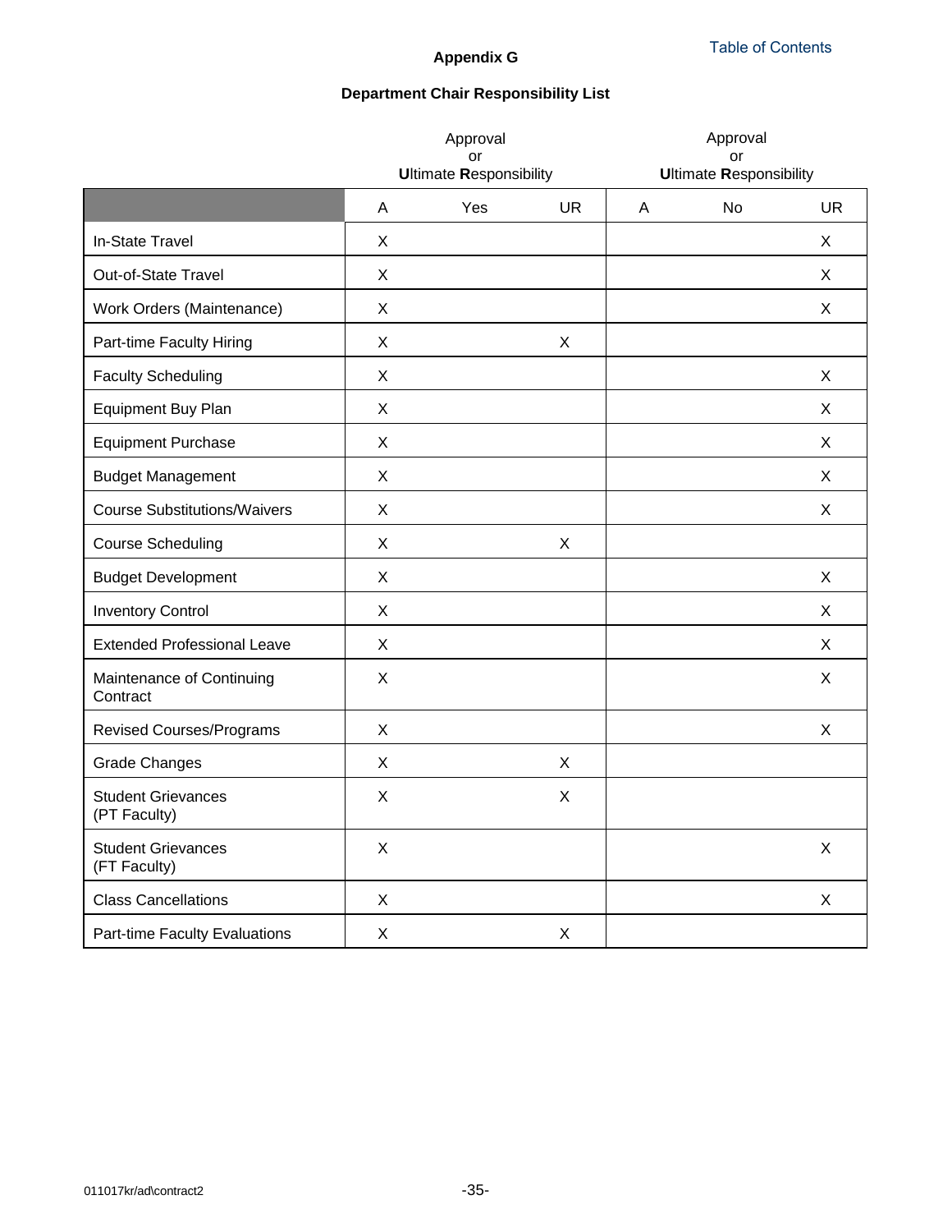## Appendix G

### Department Chair Responsibility List

| | Approval or **U**ltimate **R**esponsibility | | | Approval or **U**ltimate **R**esponsibility | | |
|---|---|---|---|---|---|---|
| | A | Yes | UR | A | No | UR |
| In-State Travel | X | | | | | X |
| Out-of-State Travel | X | | | | | X |
| Work Orders (Maintenance) | X | | | | | X |
| Part-time Faculty Hiring | X | | X | | | |
| Faculty Scheduling | X | | | | | X |
| Equipment Buy Plan | X | | | | | X |
| Equipment Purchase | X | | | | | X |
| Budget Management | X | | | | | X |
| Course Substitutions/Waivers | X | | | | | X |
| Course Scheduling | X | | X | | | |
| Budget Development | X | | | | | X |
| Inventory Control | X | | | | | X |
| Extended Professional Leave | X | | | | | X |
| Maintenance of Continuing Contract | X | | | | | X |
| Revised Courses/Programs | X | | | | | X |
| Grade Changes | X | | X | | | |
| Student Grievances (PT Faculty) | X | | X | | | |
| Student Grievances (FT Faculty) | X | | | | | X |
| Class Cancellations | X | | | | | X |
| Part-time Faculty Evaluations | X | | X | | | |

011017kr/ad\contract2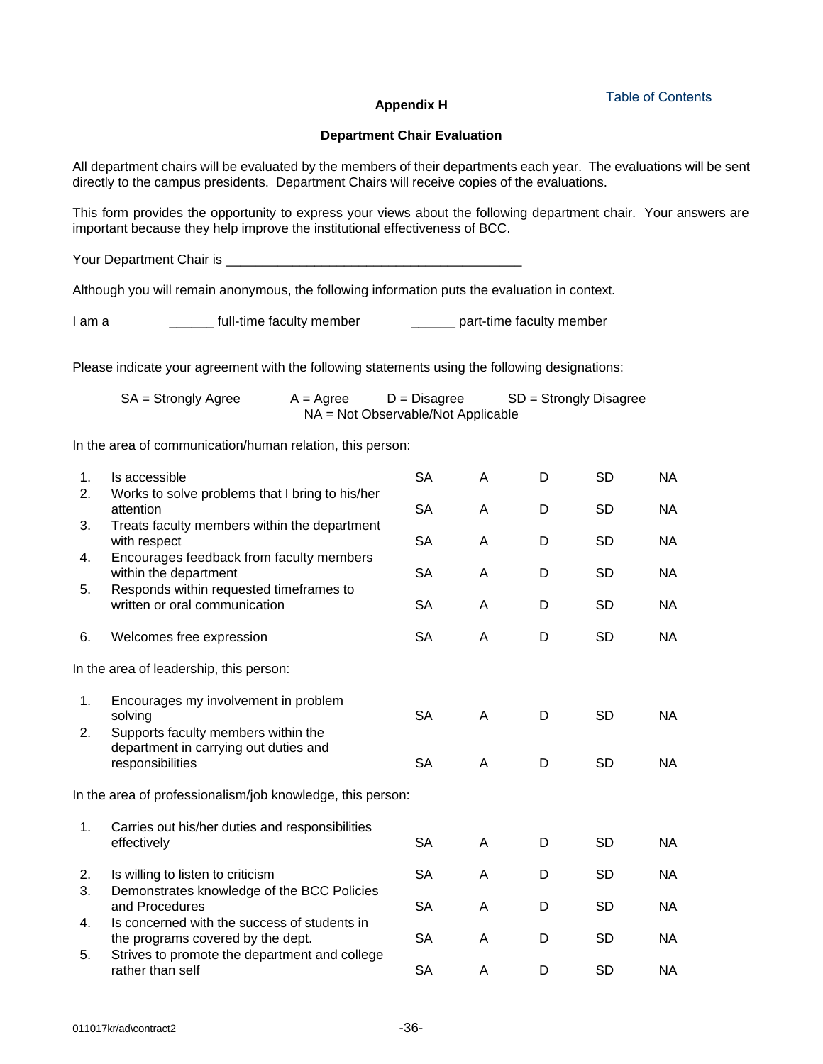Table of Contents

## Appendix H

### Department Chair Evaluation

All department chairs will be evaluated by the members of their departments each year. The evaluations will be sent directly to the campus presidents. Department Chairs will receive copies of the evaluations.

This form provides the opportunity to express your views about the following department chair. Your answers are important because they help improve the institutional effectiveness of BCC.

Your Department Chair is ________________________________________

Although you will remain anonymous, the following information puts the evaluation in context.

I am a ______ full-time faculty member ______ part-time faculty member

Please indicate your agreement with the following statements using the following designations:

SA = Strongly Agree A = Agree D = Disagree SD = Strongly Disagree
NA = Not Observable/Not Applicable

In the area of communication/human relation, this person:

| | | | | | | |
|---|---|---|---|---|---|---|
| 1. | Is accessible | SA | A | D | SD | NA |
| 2. | Works to solve problems that I bring to his/her attention | SA | A | D | SD | NA |
| 3. | Treats faculty members within the department with respect | SA | A | D | SD | NA |
| 4. | Encourages feedback from faculty members within the department | SA | A | D | SD | NA |
| 5. | Responds within requested timeframes to written or oral communication | SA | A | D | SD | NA |
| 6. | Welcomes free expression | SA | A | D | SD | NA |

In the area of leadership, this person:

| | | | | | | |
|---|---|---|---|---|---|---|
| 1. | Encourages my involvement in problem solving | SA | A | D | SD | NA |
| 2. | Supports faculty members within the department in carrying out duties and responsibilities | SA | A | D | SD | NA |

In the area of professionalism/job knowledge, this person:

| | | | | | | |
|---|---|---|---|---|---|---|
| 1. | Carries out his/her duties and responsibilities effectively | SA | A | D | SD | NA |
| 2. | Is willing to listen to criticism | SA | A | D | SD | NA |
| 3. | Demonstrates knowledge of the BCC Policies and Procedures | SA | A | D | SD | NA |
| 4. | Is concerned with the success of students in the programs covered by the dept. | SA | A | D | SD | NA |
| 5. | Strives to promote the department and college rather than self | SA | A | D | SD | NA |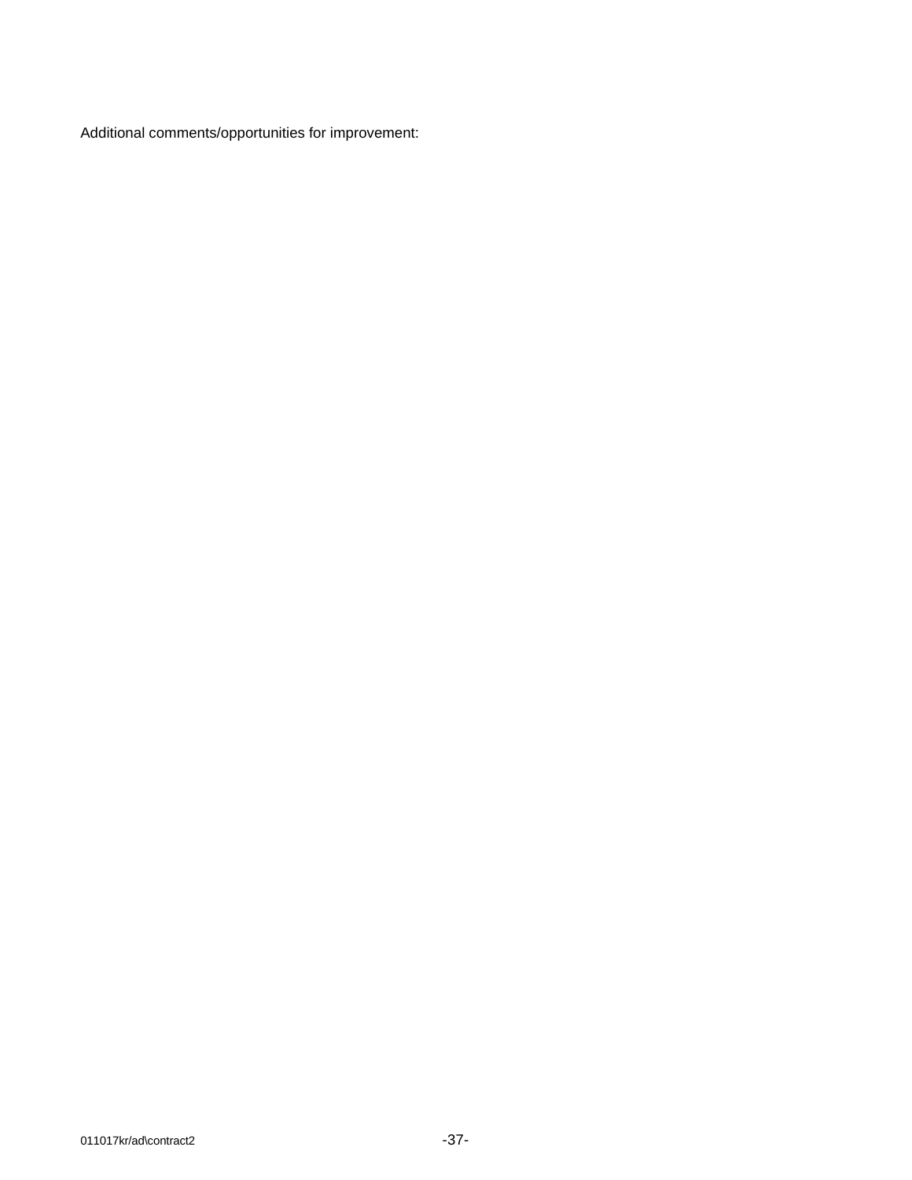Additional comments/opportunities for improvement: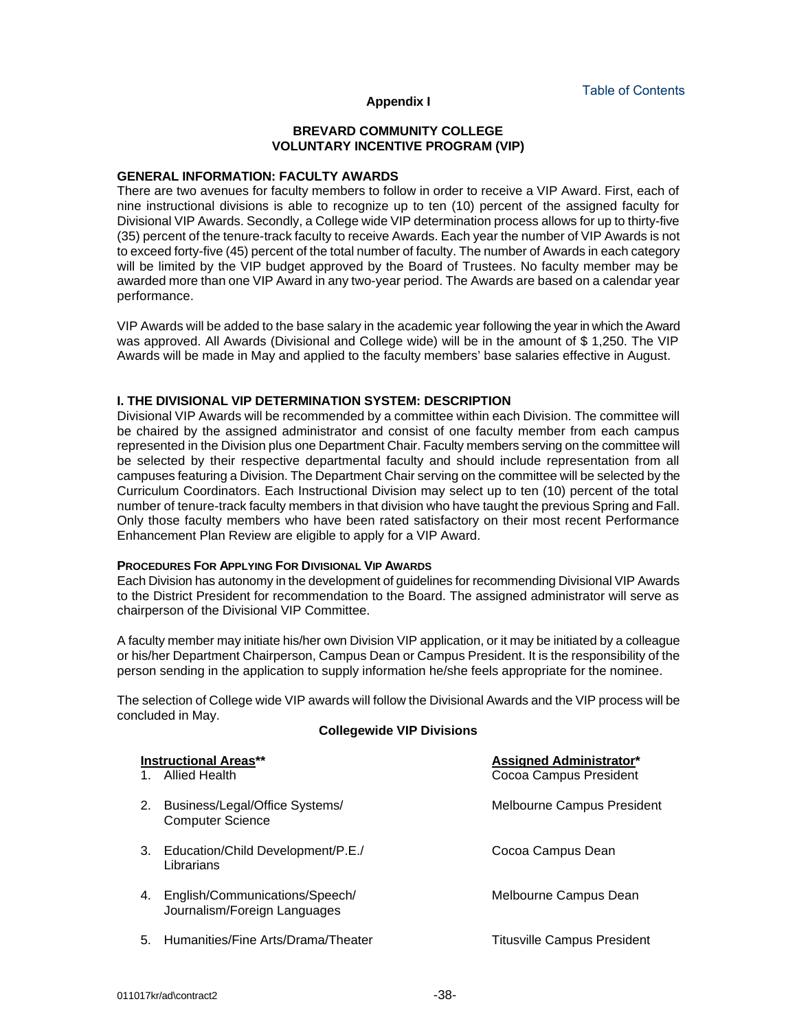Table of Contents

**Appendix I**

**BREVARD COMMUNITY COLLEGE**
**VOLUNTARY INCENTIVE PROGRAM (VIP)**

## GENERAL INFORMATION: FACULTY AWARDS

There are two avenues for faculty members to follow in order to receive a VIP Award. First, each of nine instructional divisions is able to recognize up to ten (10) percent of the assigned faculty for Divisional VIP Awards. Secondly, a College wide VIP determination process allows for up to thirty-five (35) percent of the tenure-track faculty to receive Awards. Each year the number of VIP Awards is not to exceed forty-five (45) percent of the total number of faculty. The number of Awards in each category will be limited by the VIP budget approved by the Board of Trustees. No faculty member may be awarded more than one VIP Award in any two-year period. The Awards are based on a calendar year performance.

VIP Awards will be added to the base salary in the academic year following the year in which the Award was approved. All Awards (Divisional and College wide) will be in the amount of $ 1,250. The VIP Awards will be made in May and applied to the faculty members' base salaries effective in August.

## I. THE DIVISIONAL VIP DETERMINATION SYSTEM: DESCRIPTION

Divisional VIP Awards will be recommended by a committee within each Division. The committee will be chaired by the assigned administrator and consist of one faculty member from each campus represented in the Division plus one Department Chair. Faculty members serving on the committee will be selected by their respective departmental faculty and should include representation from all campuses featuring a Division. The Department Chair serving on the committee will be selected by the Curriculum Coordinators. Each Instructional Division may select up to ten (10) percent of the total number of tenure-track faculty members in that division who have taught the previous Spring and Fall. Only those faculty members who have been rated satisfactory on their most recent Performance Enhancement Plan Review are eligible to apply for a VIP Award.

### PROCEDURES FOR APPLYING FOR DIVISIONAL VIP AWARDS

Each Division has autonomy in the development of guidelines for recommending Divisional VIP Awards to the District President for recommendation to the Board. The assigned administrator will serve as chairperson of the Divisional VIP Committee.

A faculty member may initiate his/her own Division VIP application, or it may be initiated by a colleague or his/her Department Chairperson, Campus Dean or Campus President. It is the responsibility of the person sending in the application to supply information he/she feels appropriate for the nominee.

The selection of College wide VIP awards will follow the Divisional Awards and the VIP process will be concluded in May.

**Collegewide VIP Divisions**

| Instructional Areas** | Assigned Administrator* |
|---|---|
| 1. Allied Health | Cocoa Campus President |
| 2. Business/Legal/Office Systems/ Computer Science | Melbourne Campus President |
| 3. Education/Child Development/P.E./ Librarians | Cocoa Campus Dean |
| 4. English/Communications/Speech/ Journalism/Foreign Languages | Melbourne Campus Dean |
| 5. Humanities/Fine Arts/Drama/Theater | Titusville Campus President |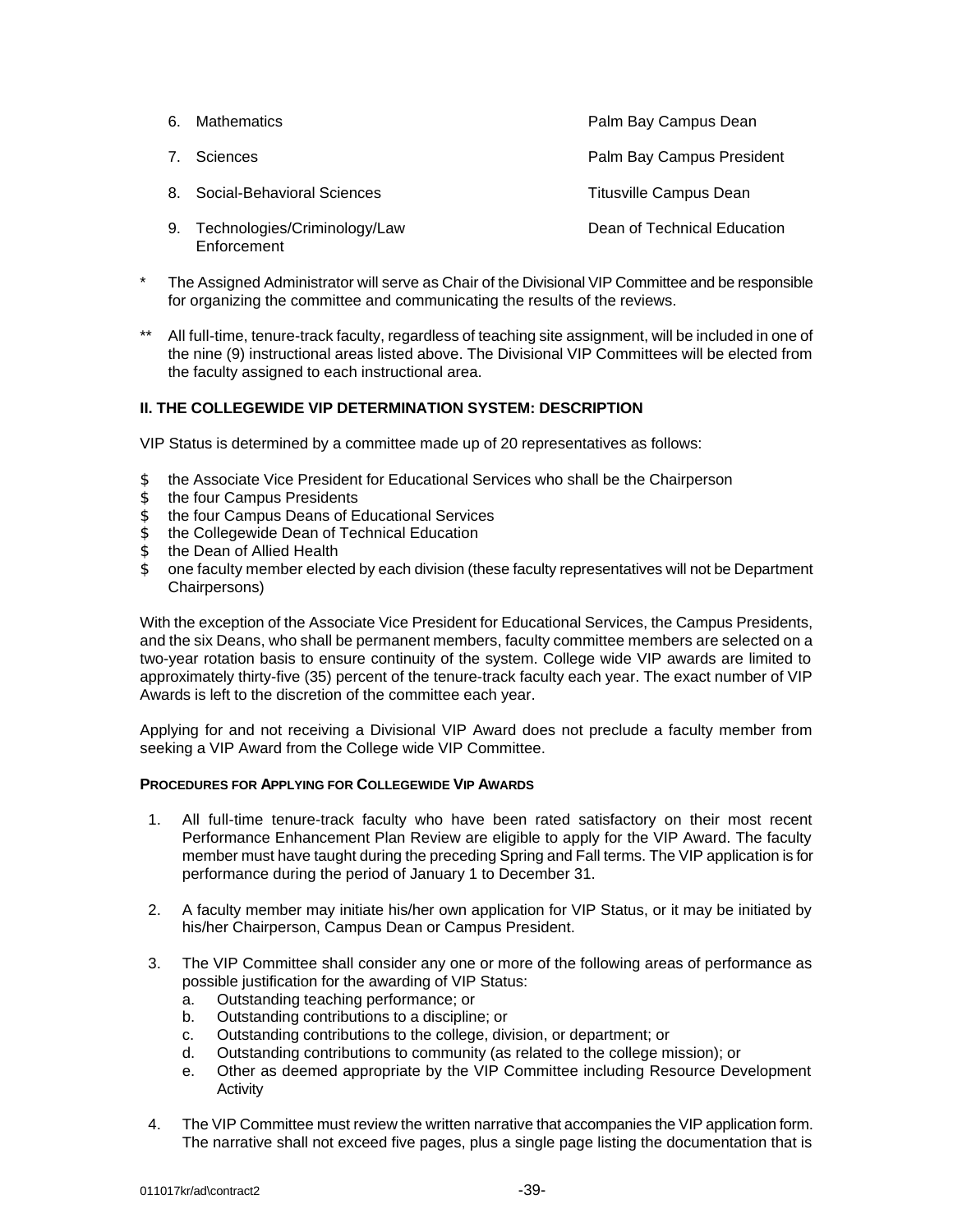6. Mathematics — Palm Bay Campus Dean
7. Sciences — Palm Bay Campus President
8. Social-Behavioral Sciences — Titusville Campus Dean
9. Technologies/Criminology/Law Enforcement — Dean of Technical Education

\* The Assigned Administrator will serve as Chair of the Divisional VIP Committee and be responsible for organizing the committee and communicating the results of the reviews.

\*\* All full-time, tenure-track faculty, regardless of teaching site assignment, will be included in one of the nine (9) instructional areas listed above. The Divisional VIP Committees will be elected from the faculty assigned to each instructional area.

## II. THE COLLEGEWIDE VIP DETERMINATION SYSTEM: DESCRIPTION

VIP Status is determined by a committee made up of 20 representatives as follows:

- the Associate Vice President for Educational Services who shall be the Chairperson
- the four Campus Presidents
- the four Campus Deans of Educational Services
- the Collegewide Dean of Technical Education
- the Dean of Allied Health
- one faculty member elected by each division (these faculty representatives will not be Department Chairpersons)

With the exception of the Associate Vice President for Educational Services, the Campus Presidents, and the six Deans, who shall be permanent members, faculty committee members are selected on a two-year rotation basis to ensure continuity of the system. College wide VIP awards are limited to approximately thirty-five (35) percent of the tenure-track faculty each year. The exact number of VIP Awards is left to the discretion of the committee each year.

Applying for and not receiving a Divisional VIP Award does not preclude a faculty member from seeking a VIP Award from the College wide VIP Committee.

### PROCEDURES FOR APPLYING FOR COLLEGEWIDE VIP AWARDS

1. All full-time tenure-track faculty who have been rated satisfactory on their most recent Performance Enhancement Plan Review are eligible to apply for the VIP Award. The faculty member must have taught during the preceding Spring and Fall terms. The VIP application is for performance during the period of January 1 to December 31.

2. A faculty member may initiate his/her own application for VIP Status, or it may be initiated by his/her Chairperson, Campus Dean or Campus President.

3. The VIP Committee shall consider any one or more of the following areas of performance as possible justification for the awarding of VIP Status:
   a. Outstanding teaching performance; or
   b. Outstanding contributions to a discipline; or
   c. Outstanding contributions to the college, division, or department; or
   d. Outstanding contributions to community (as related to the college mission); or
   e. Other as deemed appropriate by the VIP Committee including Resource Development Activity

4. The VIP Committee must review the written narrative that accompanies the VIP application form. The narrative shall not exceed five pages, plus a single page listing the documentation that is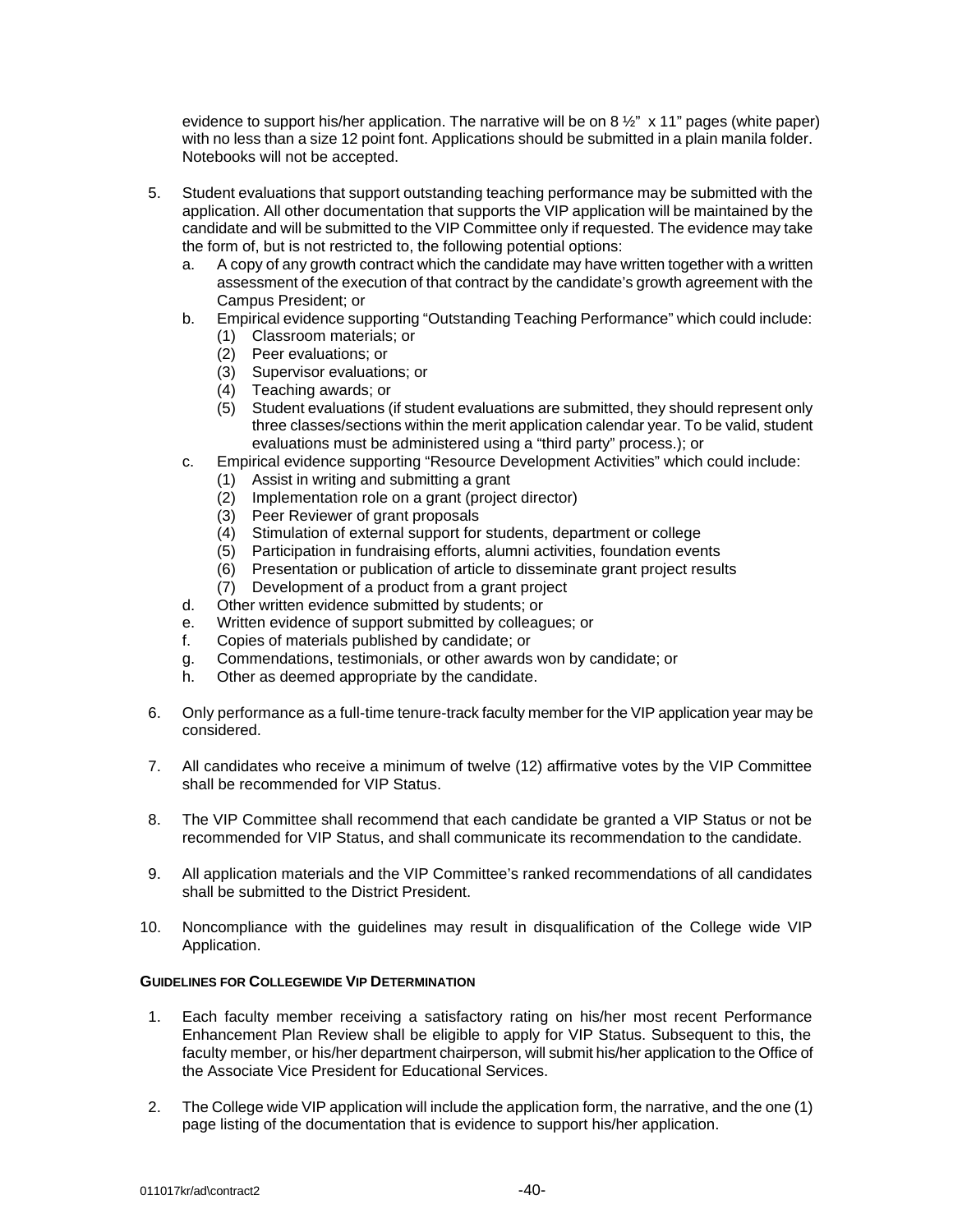evidence to support his/her application. The narrative will be on 8 ½" x 11" pages (white paper) with no less than a size 12 point font. Applications should be submitted in a plain manila folder. Notebooks will not be accepted.

5. Student evaluations that support outstanding teaching performance may be submitted with the application. All other documentation that supports the VIP application will be maintained by the candidate and will be submitted to the VIP Committee only if requested. The evidence may take the form of, but is not restricted to, the following potential options:
   a. A copy of any growth contract which the candidate may have written together with a written assessment of the execution of that contract by the candidate's growth agreement with the Campus President; or
   b. Empirical evidence supporting "Outstanding Teaching Performance" which could include:
      (1) Classroom materials; or
      (2) Peer evaluations; or
      (3) Supervisor evaluations; or
      (4) Teaching awards; or
      (5) Student evaluations (if student evaluations are submitted, they should represent only three classes/sections within the merit application calendar year. To be valid, student evaluations must be administered using a "third party" process.); or
   c. Empirical evidence supporting "Resource Development Activities" which could include:
      (1) Assist in writing and submitting a grant
      (2) Implementation role on a grant (project director)
      (3) Peer Reviewer of grant proposals
      (4) Stimulation of external support for students, department or college
      (5) Participation in fundraising efforts, alumni activities, foundation events
      (6) Presentation or publication of article to disseminate grant project results
      (7) Development of a product from a grant project
   d. Other written evidence submitted by students; or
   e. Written evidence of support submitted by colleagues; or
   f. Copies of materials published by candidate; or
   g. Commendations, testimonials, or other awards won by candidate; or
   h. Other as deemed appropriate by the candidate.

6. Only performance as a full-time tenure-track faculty member for the VIP application year may be considered.

7. All candidates who receive a minimum of twelve (12) affirmative votes by the VIP Committee shall be recommended for VIP Status.

8. The VIP Committee shall recommend that each candidate be granted a VIP Status or not be recommended for VIP Status, and shall communicate its recommendation to the candidate.

9. All application materials and the VIP Committee's ranked recommendations of all candidates shall be submitted to the District President.

10. Noncompliance with the guidelines may result in disqualification of the College wide VIP Application.

**GUIDELINES FOR COLLEGEWIDE VIP DETERMINATION**

1. Each faculty member receiving a satisfactory rating on his/her most recent Performance Enhancement Plan Review shall be eligible to apply for VIP Status. Subsequent to this, the faculty member, or his/her department chairperson, will submit his/her application to the Office of the Associate Vice President for Educational Services.

2. The College wide VIP application will include the application form, the narrative, and the one (1) page listing of the documentation that is evidence to support his/her application.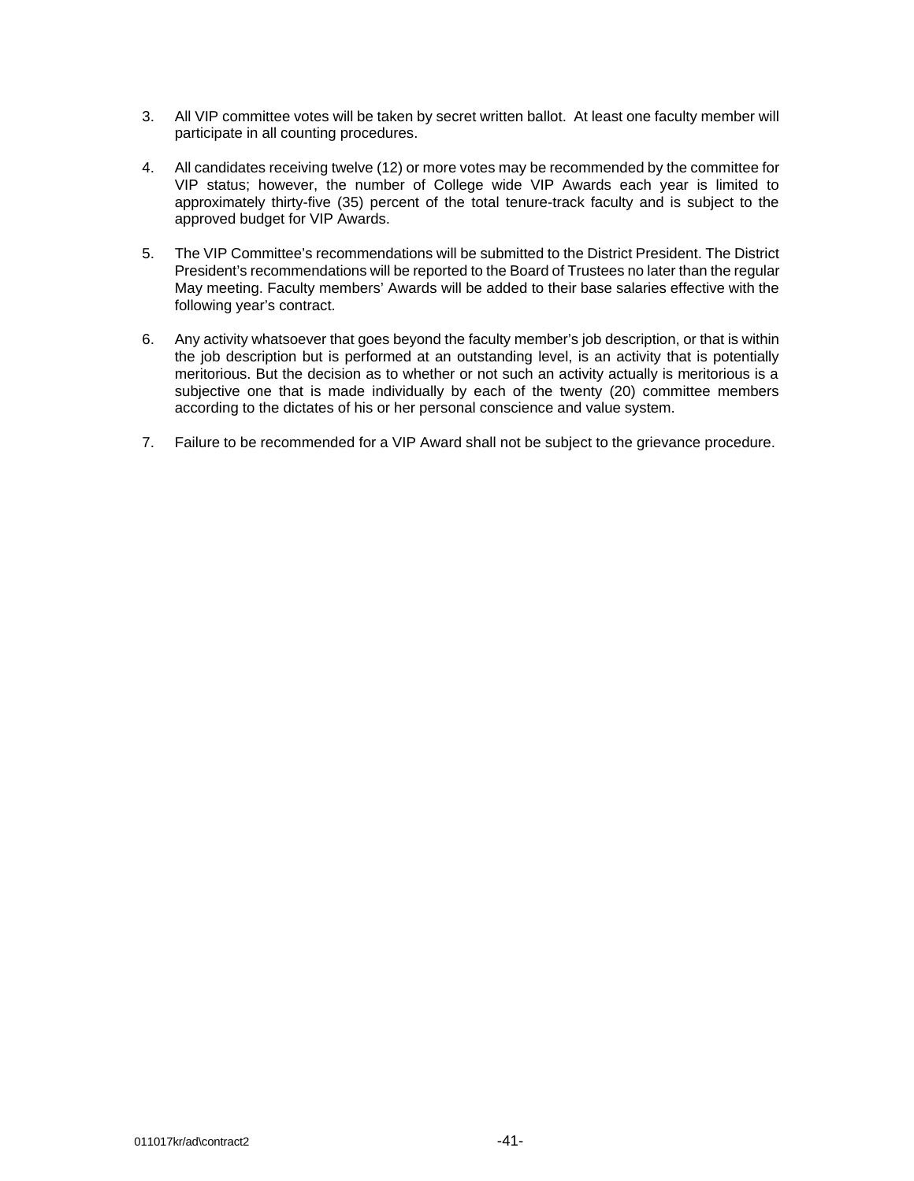3. All VIP committee votes will be taken by secret written ballot. At least one faculty member will participate in all counting procedures.

4. All candidates receiving twelve (12) or more votes may be recommended by the committee for VIP status; however, the number of College wide VIP Awards each year is limited to approximately thirty-five (35) percent of the total tenure-track faculty and is subject to the approved budget for VIP Awards.

5. The VIP Committee's recommendations will be submitted to the District President. The District President's recommendations will be reported to the Board of Trustees no later than the regular May meeting. Faculty members' Awards will be added to their base salaries effective with the following year's contract.

6. Any activity whatsoever that goes beyond the faculty member's job description, or that is within the job description but is performed at an outstanding level, is an activity that is potentially meritorious. But the decision as to whether or not such an activity actually is meritorious is a subjective one that is made individually by each of the twenty (20) committee members according to the dictates of his or her personal conscience and value system.

7. Failure to be recommended for a VIP Award shall not be subject to the grievance procedure.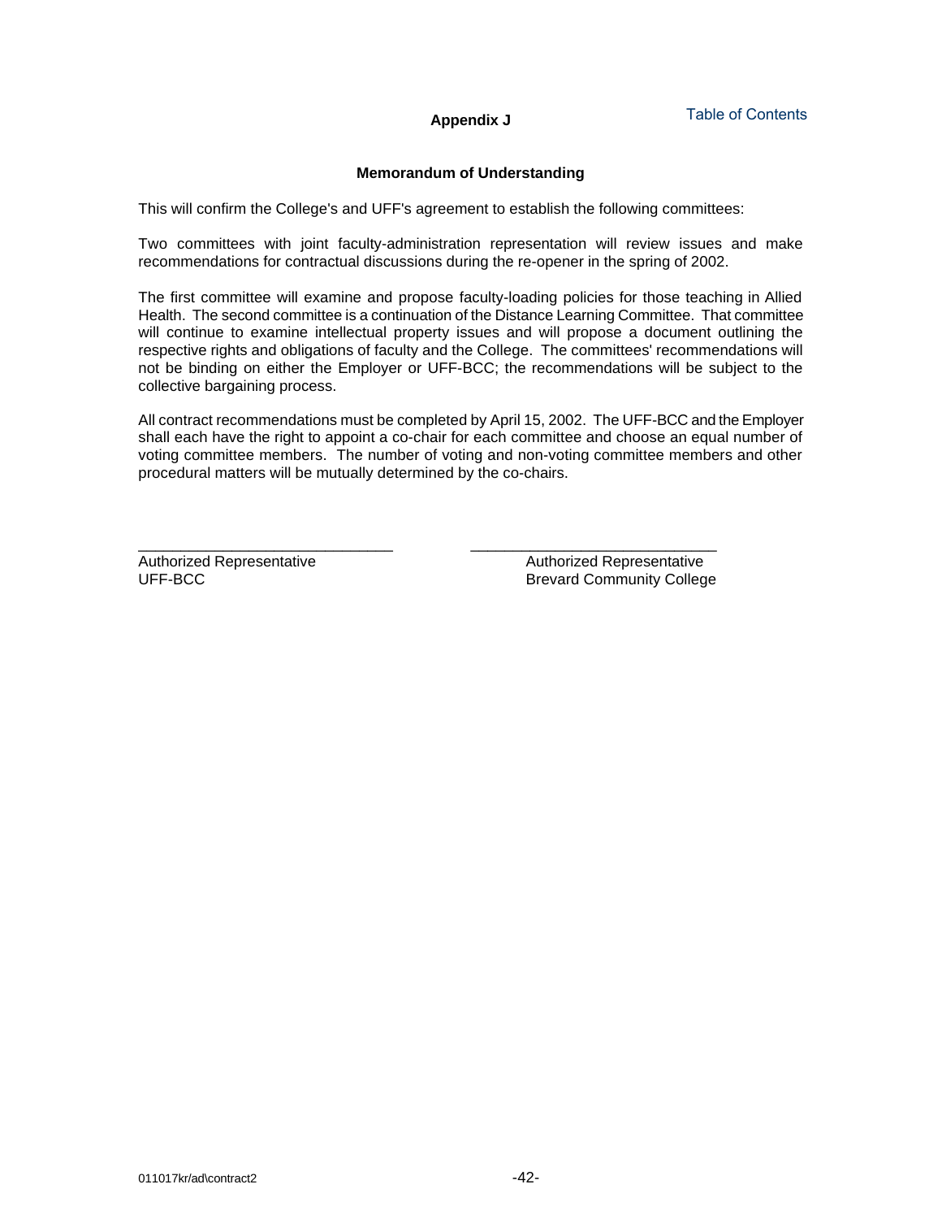## Appendix J

Table of Contents

### Memorandum of Understanding

This will confirm the College's and UFF's agreement to establish the following committees:

Two committees with joint faculty-administration representation will review issues and make recommendations for contractual discussions during the re-opener in the spring of 2002.

The first committee will examine and propose faculty-loading policies for those teaching in Allied Health. The second committee is a continuation of the Distance Learning Committee. That committee will continue to examine intellectual property issues and will propose a document outlining the respective rights and obligations of faculty and the College. The committees' recommendations will not be binding on either the Employer or UFF-BCC; the recommendations will be subject to the collective bargaining process.

All contract recommendations must be completed by April 15, 2002. The UFF-BCC and the Employer shall each have the right to appoint a co-chair for each committee and choose an equal number of voting committee members. The number of voting and non-voting committee members and other procedural matters will be mutually determined by the co-chairs.

\_\_\_\_\_\_\_\_\_\_\_\_\_\_\_\_\_\_\_\_\_\_\_\_\_\_\_\_\_\_
Authorized Representative
UFF-BCC

\_\_\_\_\_\_\_\_\_\_\_\_\_\_\_\_\_\_\_\_\_\_\_\_\_\_\_\_\_\_
Authorized Representative
Brevard Community College

011017kr/ad\contract2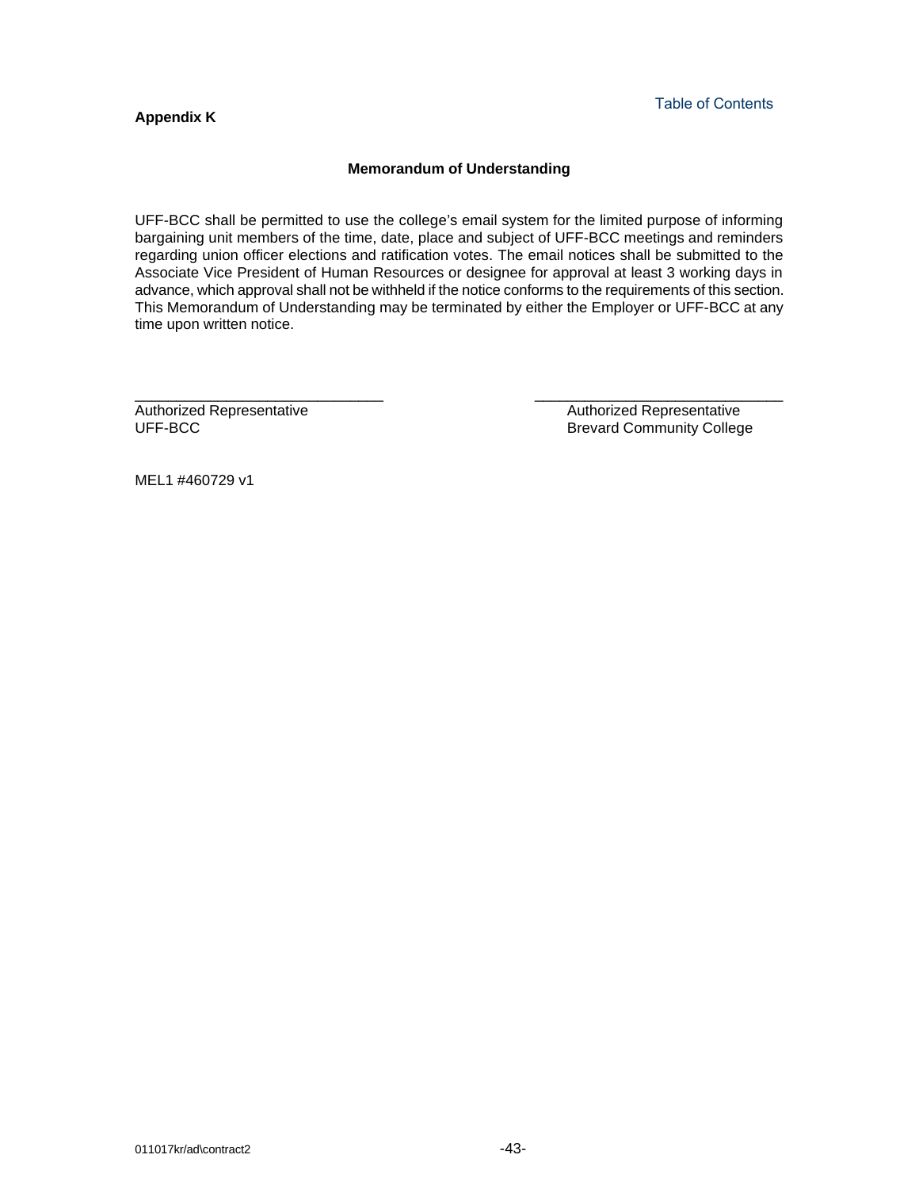**Appendix K**

Table of Contents

### Memorandum of Understanding

UFF-BCC shall be permitted to use the college's email system for the limited purpose of informing bargaining unit members of the time, date, place and subject of UFF-BCC meetings and reminders regarding union officer elections and ratification votes. The email notices shall be submitted to the Associate Vice President of Human Resources or designee for approval at least 3 working days in advance, which approval shall not be withheld if the notice conforms to the requirements of this section. This Memorandum of Understanding may be terminated by either the Employer or UFF-BCC at any time upon written notice.

| | |
|---|---|
| ______________________________ | ______________________________ |
| Authorized Representative | Authorized Representative |
| UFF-BCC | Brevard Community College |

MEL1 #460729 v1

011017kr/ad\contract2